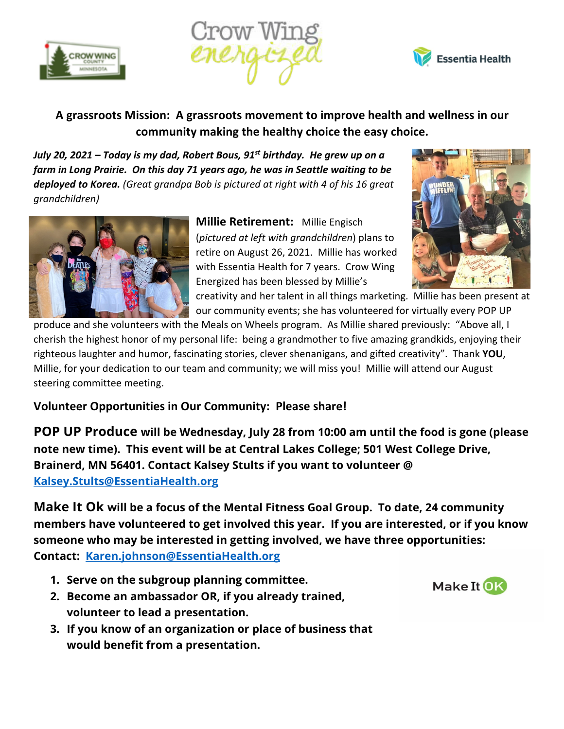**A grassroots Mission: A grassroots movement to improve health and wellness in our community making the healthy choice the easy choice.**

***July 20, 2021 – Today is my dad, Robert Bous, 91st birthday. He grew up on a farm in Long Prairie. On this day 71 years ago, he was in Seattle waiting to be deployed to Korea.*** *(Great grandpa Bob is pictured at right with 4 of his 16 great grandchildren)*

**Millie Retirement:** Millie Engisch (*pictured at left with grandchildren*) plans to retire on August 26, 2021. Millie has worked with Essentia Health for 7 years. Crow Wing Energized has been blessed by Millie's creativity and her talent in all things marketing. Millie has been present at our community events; she has volunteered for virtually every POP UP produce and she volunteers with the Meals on Wheels program. As Millie shared previously: "Above all, I cherish the highest honor of my personal life: being a grandmother to five amazing grandkids, enjoying their righteous laughter and humor, fascinating stories, clever shenanigans, and gifted creativity". Thank **YOU**, Millie, for your dedication to our team and community; we will miss you! Millie will attend our August steering committee meeting.

**Volunteer Opportunities in Our Community: Please share!**

**POP UP Produce will be Wednesday, July 28 from 10:00 am until the food is gone (please note new time). This event will be at Central Lakes College; 501 West College Drive, Brainerd, MN 56401. Contact Kalsey Stults if you want to volunteer @ [Kalsey.Stults@EssentiaHealth.org](mailto:Kalsey.Stults@EssentiaHealth.org)**

**Make It Ok will be a focus of the Mental Fitness Goal Group. To date, 24 community members have volunteered to get involved this year. If you are interested, or if you know someone who may be interested in getting involved, we have three opportunities: Contact: [Karen.johnson@EssentiaHealth.org](mailto:Karen.johnson@EssentiaHealth.org)**

1. **Serve on the subgroup planning committee.**
2. **Become an ambassador OR, if you already trained, volunteer to lead a presentation.**
3. **If you know of an organization or place of business that would benefit from a presentation.**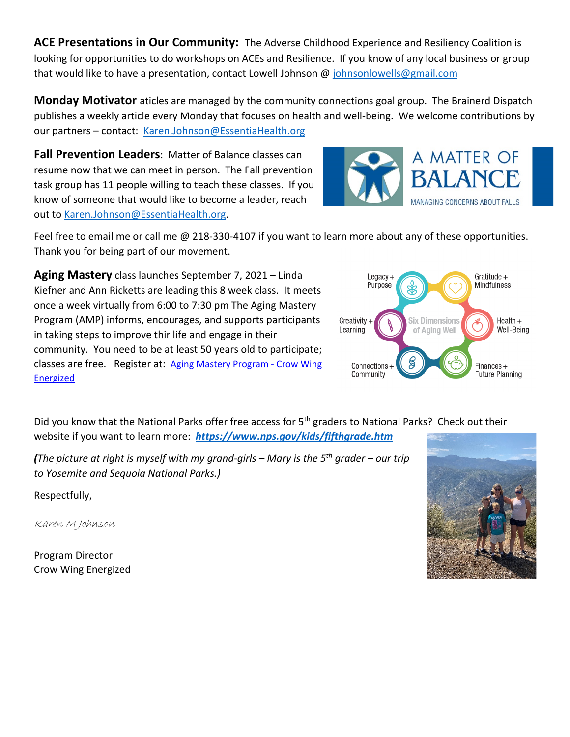**ACE Presentations in Our Community:** The Adverse Childhood Experience and Resiliency Coalition is looking for opportunities to do workshops on ACEs and Resilience. If you know of any local business or group that would like to have a presentation, contact Lowell Johnson @ johnsonlowells@gmail.com

**Monday Motivator** aticles are managed by the community connections goal group. The Brainerd Dispatch publishes a weekly article every Monday that focuses on health and well-being. We welcome contributions by our partners – contact: Karen.Johnson@EssentiaHealth.org

**Fall Prevention Leaders**: Matter of Balance classes can resume now that we can meet in person. The Fall prevention task group has 11 people willing to teach these classes. If you know of someone that would like to become a leader, reach out to Karen.Johnson@EssentiaHealth.org.

A MATTER OF BALANCE
MANAGING CONCERNS ABOUT FALLS

Feel free to email me or call me @ 218-330-4107 if you want to learn more about any of these opportunities. Thank you for being part of our movement.

**Aging Mastery** class launches September 7, 2021 – Linda Kiefner and Ann Ricketts are leading this 8 week class. It meets once a week virtually from 6:00 to 7:30 pm The Aging Mastery Program (AMP) informs, encourages, and supports participants in taking steps to improve thir life and engage in their community. You need to be at least 50 years old to participate; classes are free. Register at: Aging Mastery Program - Crow Wing Energized

Six Dimensions of Aging Well
Legacy + Purpose
Gratitude + Mindfulness
Creativity + Learning
Health + Well-Being
Connections + Community
Finances + Future Planning

Did you know that the National Parks offer free access for 5th graders to National Parks? Check out their website if you want to learn more: ***https://www.nps.gov/kids/fifthgrade.htm***

***(****The picture at right is myself with my grand-girls – Mary is the 5th grader – our trip to Yosemite and Sequoia National Parks.)*

Respectfully,

*Karen M Johnson*

Program Director
Crow Wing Energized